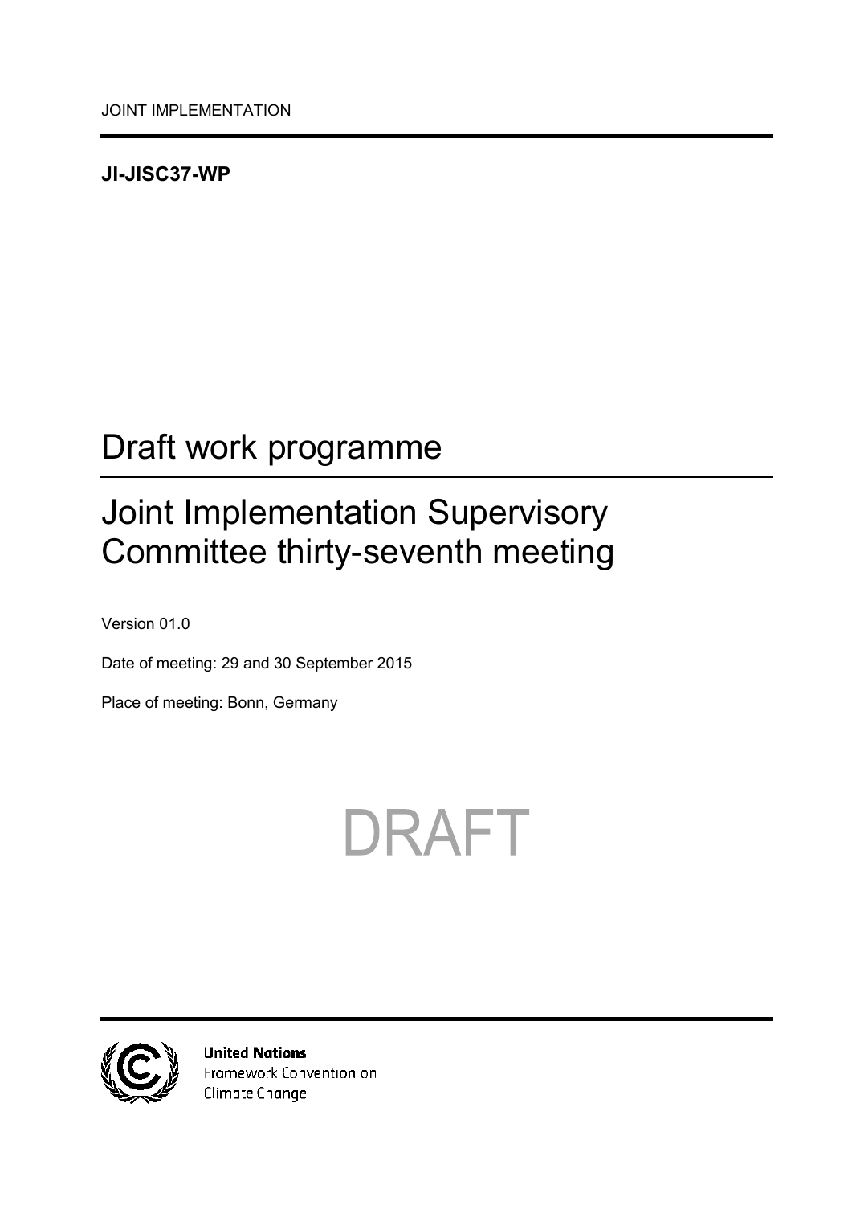JOINT IMPLEMENTATION

**JI-JISC37-WP**

# Draft work programme

# Joint Implementation Supervisory Committee thirty-seventh meeting

Version 01.0

Date of meeting: 29 and 30 September 2015

Place of meeting: Bonn, Germany

DRAFT

**United Nations**
Framework Convention on
Climate Change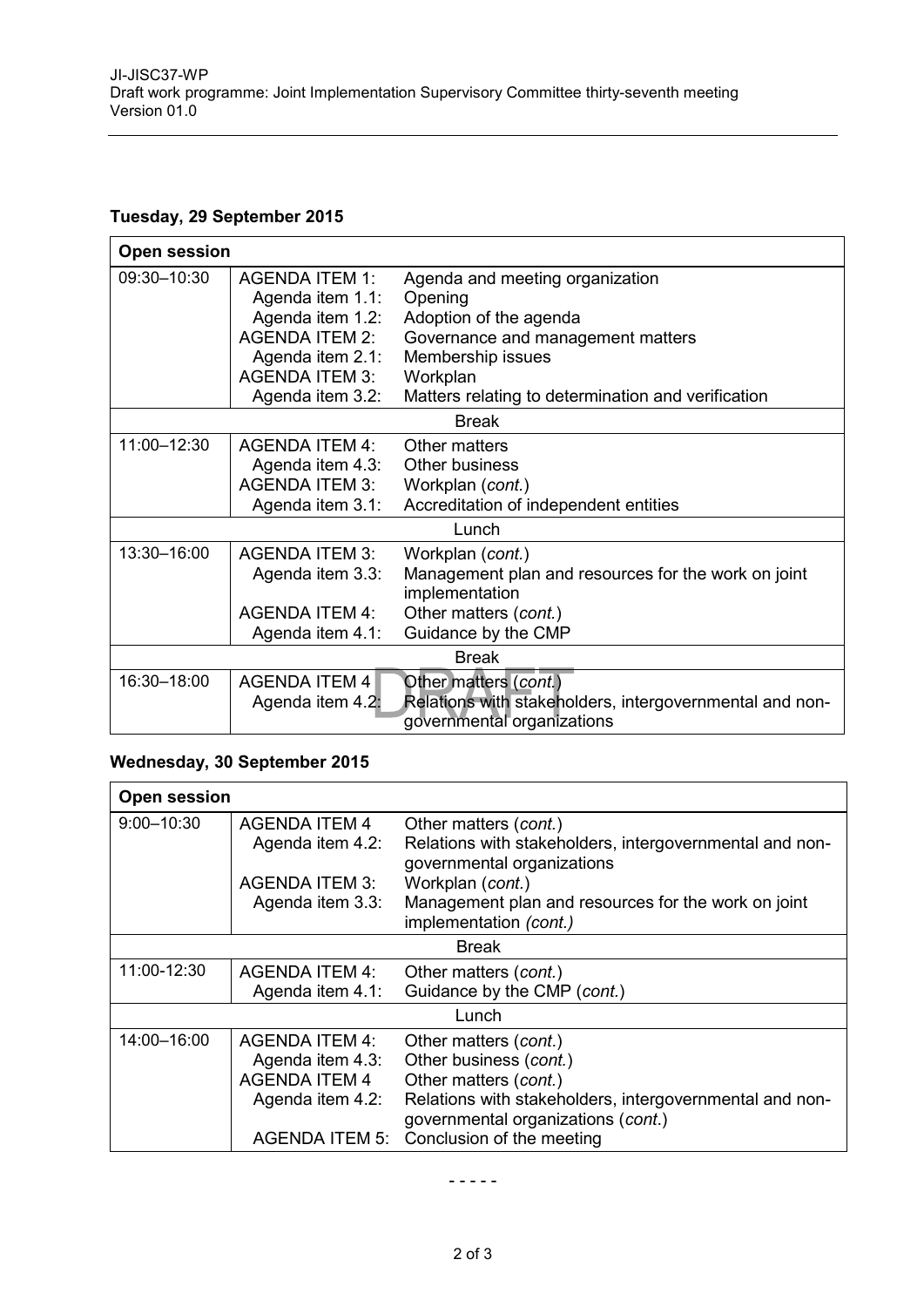**Tuesday, 29 September 2015**

| **Open session** | | |
|---|---|---|
| 09:30–10:30 | AGENDA ITEM 1: | Agenda and meeting organization |
| | Agenda item 1.1: | Opening |
| | Agenda item 1.2: | Adoption of the agenda |
| | AGENDA ITEM 2: | Governance and management matters |
| | Agenda item 2.1: | Membership issues |
| | AGENDA ITEM 3: | Workplan |
| | Agenda item 3.2: | Matters relating to determination and verification |
| | Break | |
| 11:00–12:30 | AGENDA ITEM 4: | Other matters |
| | Agenda item 4.3: | Other business |
| | AGENDA ITEM 3: | Workplan (*cont.*) |
| | Agenda item 3.1: | Accreditation of independent entities |
| | Lunch | |
| 13:30–16:00 | AGENDA ITEM 3: | Workplan (*cont.*) |
| | Agenda item 3.3: | Management plan and resources for the work on joint implementation |
| | AGENDA ITEM 4: | Other matters (*cont.*) |
| | Agenda item 4.1: | Guidance by the CMP |
| | Break | |
| 16:30–18:00 | AGENDA ITEM 4 | Other matters (*cont.*) |
| | Agenda item 4.2: | Relations with stakeholders, intergovernmental and non-governmental organizations |

**Wednesday, 30 September 2015**

| **Open session** | | |
|---|---|---|
| 9:00–10:30 | AGENDA ITEM 4 | Other matters (*cont.*) |
| | Agenda item 4.2: | Relations with stakeholders, intergovernmental and non-governmental organizations |
| | AGENDA ITEM 3: | Workplan (*cont.*) |
| | Agenda item 3.3: | Management plan and resources for the work on joint implementation *(cont.)* |
| | Break | |
| 11:00-12:30 | AGENDA ITEM 4: | Other matters (*cont.*) |
| | Agenda item 4.1: | Guidance by the CMP (*cont.*) |
| | Lunch | |
| 14:00–16:00 | AGENDA ITEM 4: | Other matters (*cont.*) |
| | Agenda item 4.3: | Other business (*cont.*) |
| | AGENDA ITEM 4 | Other matters (*cont.*) |
| | Agenda item 4.2: | Relations with stakeholders, intergovernmental and non-governmental organizations (*cont.*) |
| | AGENDA ITEM 5: | Conclusion of the meeting |

- - - - -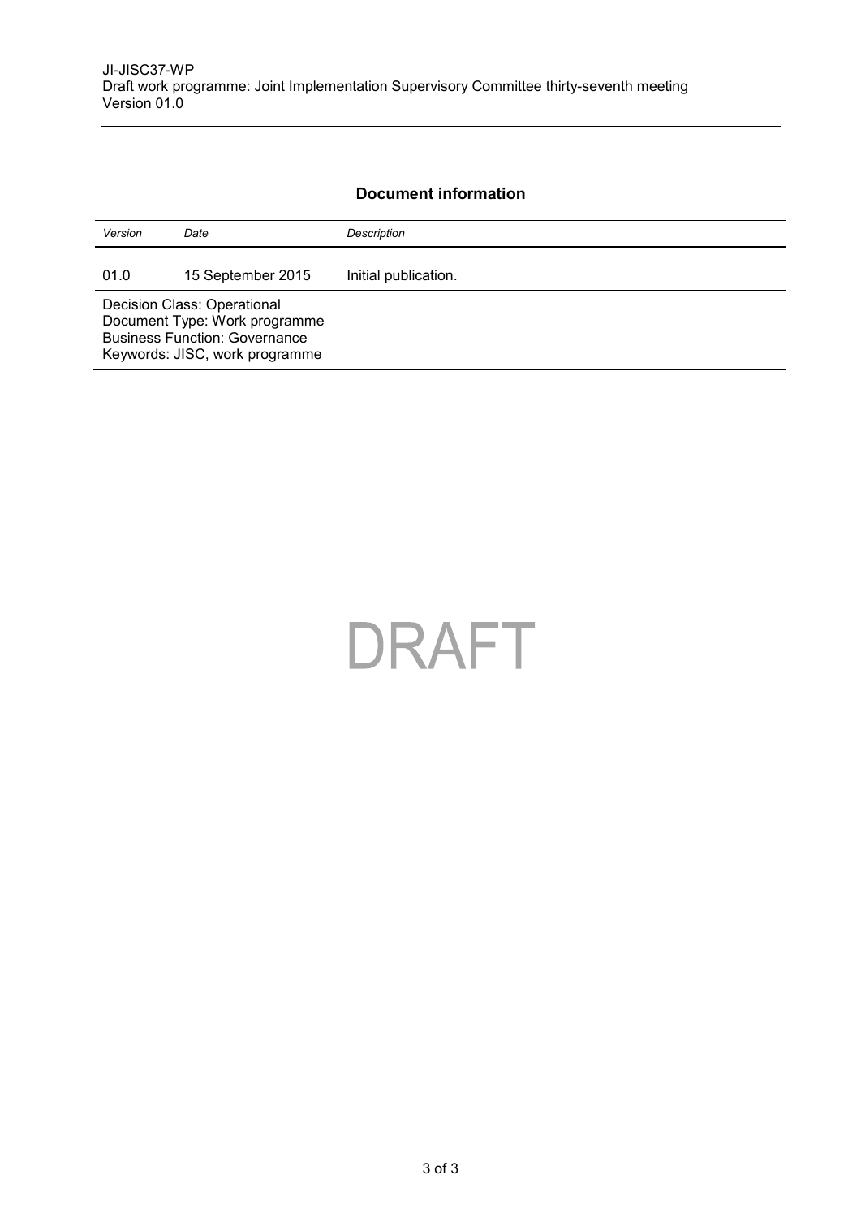### Document information

| *Version* | *Date* | *Description* |
|---|---|---|
| 01.0 | 15 September 2015 | Initial publication. |

Decision Class: Operational
Document Type: Work programme
Business Function: Governance
Keywords: JISC, work programme

DRAFT